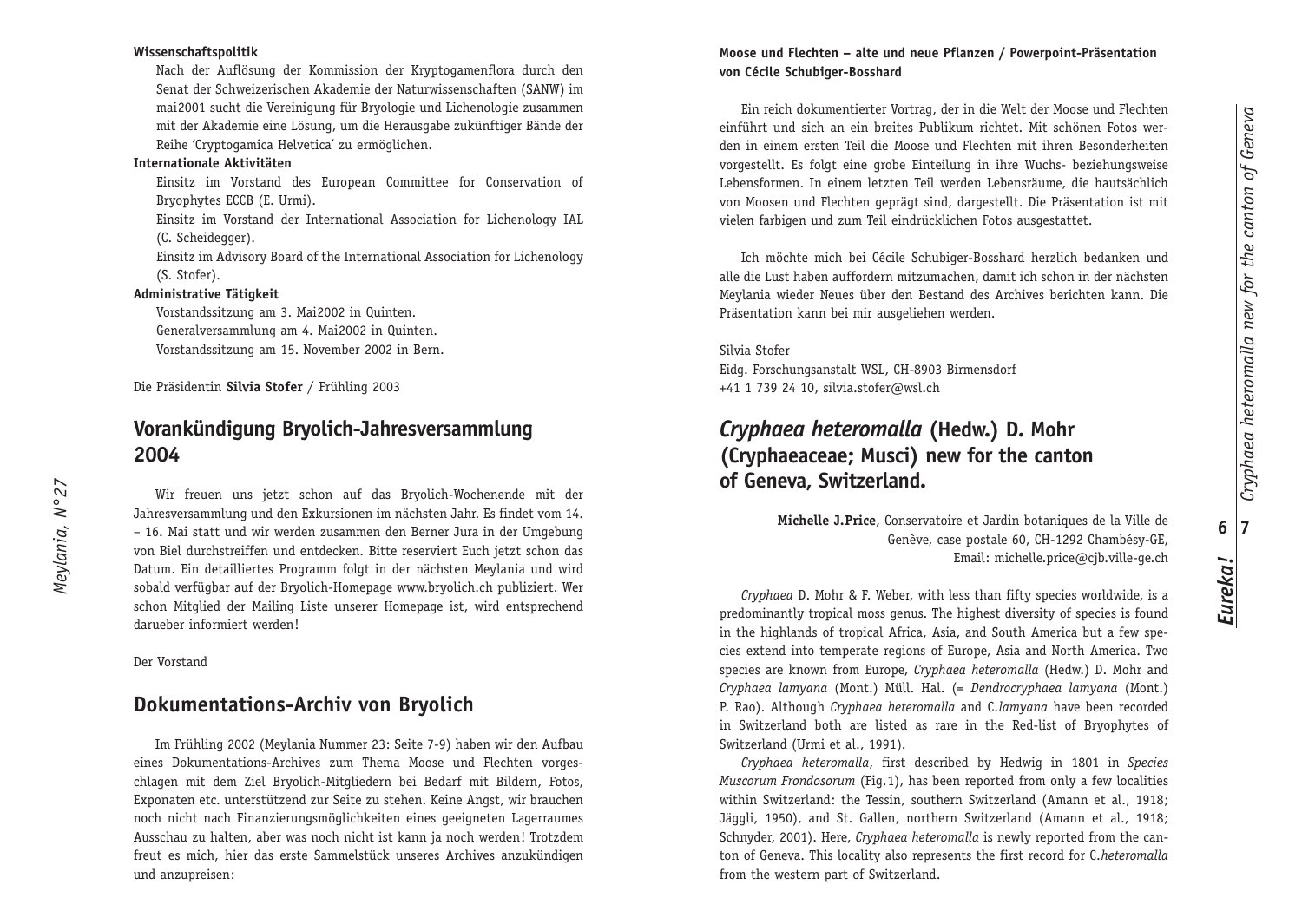**Wissenschaftspolitik**

Nach der Auflösung der Kommission der Kryptogamenflora durch den Senat der Schweizerischen Akademie der Naturwissenschaften (SANW) im mai2001 sucht die Vereinigung für Bryologie und Lichenologie zusammen mit der Akademie eine Lösung, um die Herausgabe zukünftiger Bände der Reihe 'Cryptogamica Helvetica' zu ermöglichen.

**Internationale Aktivitäten**

Einsitz im Vorstand des European Committee for Conservation of Bryophytes ECCB (E. Urmi).

Einsitz im Vorstand der International Association for Lichenology IAL (C. Scheidegger).

Einsitz im Advisory Board of the International Association for Lichenology (S. Stofer).

**Administrative Tätigkeit**

Vorstandssitzung am 3. Mai2002 in Quinten.

Generalversammlung am 4. Mai2002 in Quinten.

Vorstandssitzung am 15. November 2002 in Bern.

Die Präsidentin **Silvia Stofer** / Frühling 2003

## Vorankündigung Bryolich-Jahresversammlung 2004

Wir freuen uns jetzt schon auf das Bryolich-Wochenende mit der Jahresversammlung und den Exkursionen im nächsten Jahr. Es findet vom 14. – 16. Mai statt und wir werden zusammen den Berner Jura in der Umgebung von Biel durchstreiffen und entdecken. Bitte reserviert Euch jetzt schon das Datum. Ein detailliertes Programm folgt in der nächsten Meylania und wird sobald verfügbar auf der Bryolich-Homepage www.bryolich.ch publiziert. Wer schon Mitglied der Mailing Liste unserer Homepage ist, wird entsprechend darueber informiert werden!

Der Vorstand

## Dokumentations-Archiv von Bryolich

Im Frühling 2002 (Meylania Nummer 23: Seite 7-9) haben wir den Aufbau eines Dokumentations-Archives zum Thema Moose und Flechten vorgeschlagen mit dem Ziel Bryolich-Mitgliedern bei Bedarf mit Bildern, Fotos, Exponaten etc. unterstützend zur Seite zu stehen. Keine Angst, wir brauchen noch nicht nach Finanzierungsmöglichkeiten eines geeigneten Lagerraumes Ausschau zu halten, aber was noch nicht ist kann ja noch werden! Trotzdem freut es mich, hier das erste Sammelstück unseres Archives anzukündigen und anzupreisen:

**Moose und Flechten – alte und neue Pflanzen / Powerpoint-Präsentation von Cécile Schubiger-Bosshard**

Ein reich dokumentierter Vortrag, der in die Welt der Moose und Flechten einführt und sich an ein breites Publikum richtet. Mit schönen Fotos werden in einem ersten Teil die Moose und Flechten mit ihren Besonderheiten vorgestellt. Es folgt eine grobe Einteilung in ihre Wuchs- beziehungsweise Lebensformen. In einem letzten Teil werden Lebensräume, die hautsächlich von Moosen und Flechten geprägt sind, dargestellt. Die Präsentation ist mit vielen farbigen und zum Teil eindrücklichen Fotos ausgestattet.

Ich möchte mich bei Cécile Schubiger-Bosshard herzlich bedanken und alle die Lust haben auffordern mitzumachen, damit ich schon in der nächsten Meylania wieder Neues über den Bestand des Archives berichten kann. Die Präsentation kann bei mir ausgeliehen werden.

Silvia Stofer
Eidg. Forschungsanstalt WSL, CH-8903 Birmensdorf
+41 1 739 24 10, silvia.stofer@wsl.ch

## *Cryphaea heteromalla* (Hedw.) D. Mohr (Cryphaeaceae; Musci) new for the canton of Geneva, Switzerland.

**Michelle J.Price**, Conservatoire et Jardin botaniques de la Ville de Genève, case postale 60, CH-1292 Chambésy-GE, Email: michelle.price@cjb.ville-ge.ch

*Cryphaea* D. Mohr & F. Weber, with less than fifty species worldwide, is a predominantly tropical moss genus. The highest diversity of species is found in the highlands of tropical Africa, Asia, and South America but a few species extend into temperate regions of Europe, Asia and North America. Two species are known from Europe, *Cryphaea heteromalla* (Hedw.) D. Mohr and *Cryphaea lamyana* (Mont.) Müll. Hal. (= *Dendrocryphaea lamyana* (Mont.) P. Rao). Although *Cryphaea heteromalla* and C.*lamyana* have been recorded in Switzerland both are listed as rare in the Red-list of Bryophytes of Switzerland (Urmi et al., 1991).

*Cryphaea heteromalla*, first described by Hedwig in 1801 in *Species Muscorum Frondosorum* (Fig.1), has been reported from only a few localities within Switzerland: the Tessin, southern Switzerland (Amann et al., 1918; Jäggli, 1950), and St. Gallen, northern Switzerland (Amann et al., 1918; Schnyder, 2001). Here, *Cryphaea heteromalla* is newly reported from the canton of Geneva. This locality also represents the first record for C.*heteromalla* from the western part of Switzerland.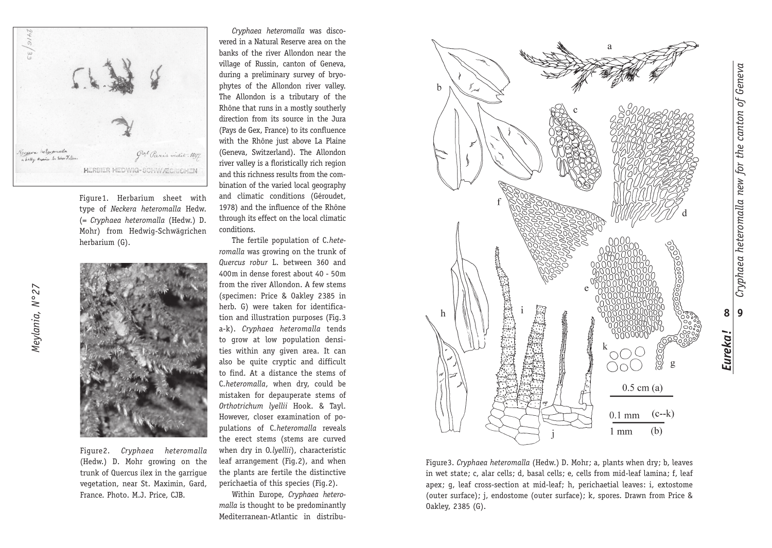Figure1. Herbarium sheet with type of *Neckera heteromalla* Hedw. (= *Cryphaea heteromalla* (Hedw.) D. Mohr) from Hedwig-Schwägrichen herbarium (G).

Figure2. *Cryphaea heteromalla* (Hedw.) D. Mohr growing on the trunk of Quercus ilex in the garrigue vegetation, near St. Maximin, Gard, France. Photo. M.J. Price, CJB.

*Cryphaea heteromalla* was discovered in a Natural Reserve area on the banks of the river Allondon near the village of Russin, canton of Geneva, during a preliminary survey of bryophytes of the Allondon river valley. The Allondon is a tributary of the Rhône that runs in a mostly southerly direction from its source in the Jura (Pays de Gex, France) to its confluence with the Rhône just above La Plaine (Geneva, Switzerland). The Allondon river valley is a floristically rich region and this richness results from the combination of the varied local geography and climatic conditions (Géroudet, 1978) and the influence of the Rhône through its effect on the local climatic conditions.

The fertile population of *C.heteromalla* was growing on the trunk of *Quercus robur* L. between 360 and 400m in dense forest about 40 - 50m from the river Allondon. A few stems (specimen: Price & Oakley 2385 in herb. G) were taken for identification and illustration purposes (Fig.3 a-k). *Cryphaea heteromalla* tends to grow at low population densities within any given area. It can also be quite cryptic and difficult to find. At a distance the stems of *C.heteromalla*, when dry, could be mistaken for depauperate stems of *Orthotrichum lyellii* Hook. & Tayl. However, closer examination of populations of *C.heteromalla* reveals the erect stems (stems are curved when dry in *O.lyellii*), characteristic leaf arrangement (Fig.2), and when the plants are fertile the distinctive perichaetia of this species (Fig.2).

Within Europe, *Cryphaea heteromalla* is thought to be predominantly Mediterranean-Atlantic in distribu-

Figure3. *Cryphaea heteromalla* (Hedw.) D. Mohr; a, plants when dry; b, leaves in wet state; c, alar cells; d, basal cells; e, cells from mid-leaf lamina; f, leaf apex; g, leaf cross-section at mid-leaf; h, perichaetial leaves: i, extostome (outer surface); j, endostome (outer surface); k, spores. Drawn from Price & Oakley, 2385 (G).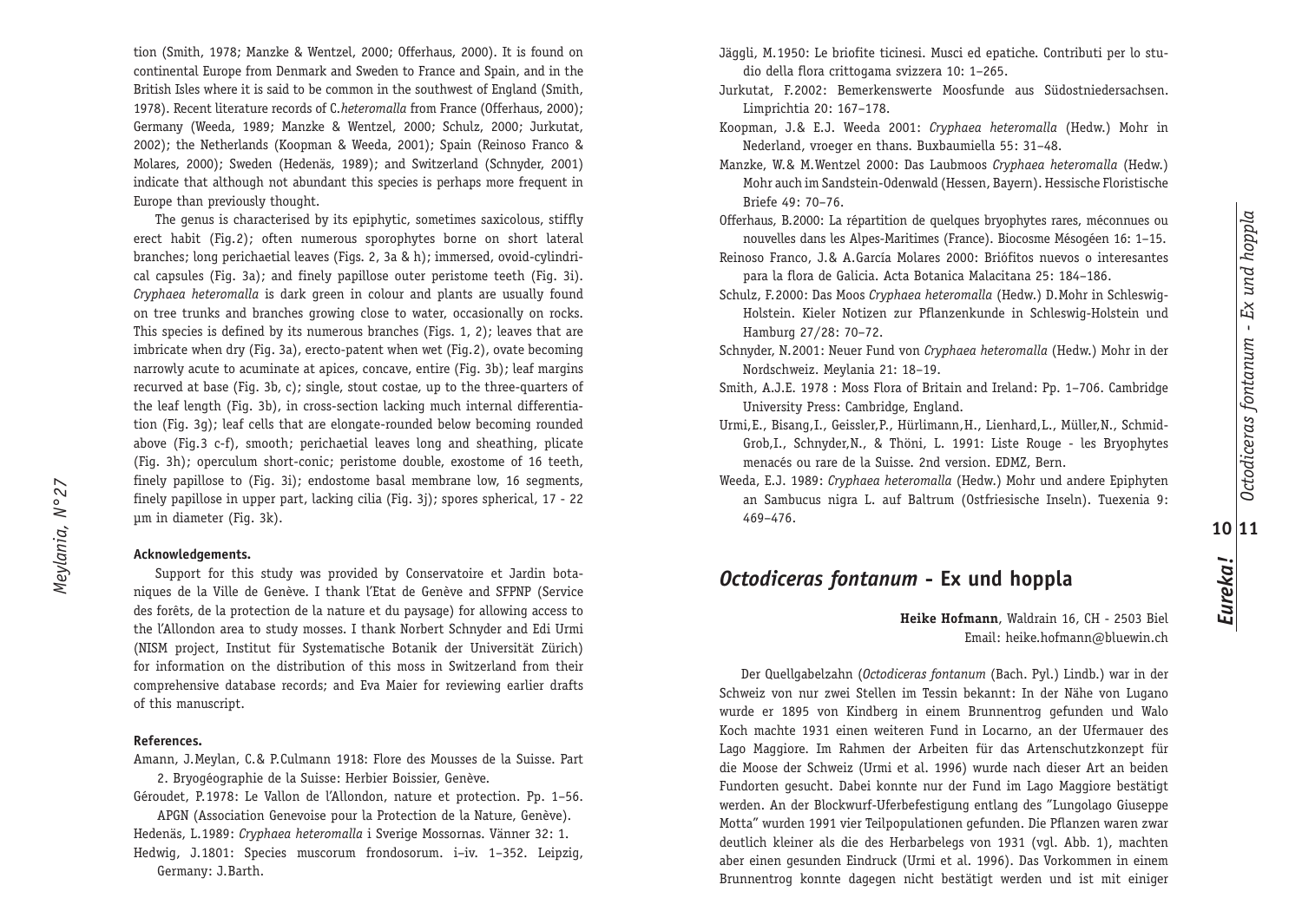tion (Smith, 1978; Manzke & Wentzel, 2000; Offerhaus, 2000). It is found on continental Europe from Denmark and Sweden to France and Spain, and in the British Isles where it is said to be common in the southwest of England (Smith, 1978). Recent literature records of *C.heteromalla* from France (Offerhaus, 2000); Germany (Weeda, 1989; Manzke & Wentzel, 2000; Schulz, 2000; Jurkutat, 2002); the Netherlands (Koopman & Weeda, 2001); Spain (Reinoso Franco & Molares, 2000); Sweden (Hedenäs, 1989); and Switzerland (Schnyder, 2001) indicate that although not abundant this species is perhaps more frequent in Europe than previously thought.

The genus is characterised by its epiphytic, sometimes saxicolous, stiffly erect habit (Fig.2); often numerous sporophytes borne on short lateral branches; long perichaetial leaves (Figs. 2, 3a & h); immersed, ovoid-cylindrical capsules (Fig. 3a); and finely papillose outer peristome teeth (Fig. 3i). *Cryphaea heteromalla* is dark green in colour and plants are usually found on tree trunks and branches growing close to water, occasionally on rocks. This species is defined by its numerous branches (Figs. 1, 2); leaves that are imbricate when dry (Fig. 3a), erecto-patent when wet (Fig.2), ovate becoming narrowly acute to acuminate at apices, concave, entire (Fig. 3b); leaf margins recurved at base (Fig. 3b, c); single, stout costae, up to the three-quarters of the leaf length (Fig. 3b), in cross-section lacking much internal differentiation (Fig. 3g); leaf cells that are elongate-rounded below becoming rounded above (Fig.3 c-f), smooth; perichaetial leaves long and sheathing, plicate (Fig. 3h); operculum short-conic; peristome double, exostome of 16 teeth, finely papillose to (Fig. 3i); endostome basal membrane low, 16 segments, finely papillose in upper part, lacking cilia (Fig. 3j); spores spherical, 17 - 22 µm in diameter (Fig. 3k).

**Acknowledgements.**

Support for this study was provided by Conservatoire et Jardin botaniques de la Ville de Genève. I thank l'Etat de Genève and SFPNP (Service des forêts, de la protection de la nature et du paysage) for allowing access to the l'Allondon area to study mosses. I thank Norbert Schnyder and Edi Urmi (NISM project, Institut für Systematische Botanik der Universität Zürich) for information on the distribution of this moss in Switzerland from their comprehensive database records; and Eva Maier for reviewing earlier drafts of this manuscript.

**References.**

Amann, J.Meylan, C.& P.Culmann 1918: Flore des Mousses de la Suisse. Part 2. Bryogéographie de la Suisse: Herbier Boissier, Genève.

Géroudet, P.1978: Le Vallon de l'Allondon, nature et protection. Pp. 1–56. APGN (Association Genevoise pour la Protection de la Nature, Genève).

Hedenäs, L.1989: *Cryphaea heteromalla* i Sverige Mossornas. Vänner 32: 1.

Hedwig, J.1801: Species muscorum frondosorum. i–iv. 1–352. Leipzig, Germany: J.Barth.

Jäggli, M.1950: Le briofite ticinesi. Musci ed epatiche. Contributi per lo studio della flora crittogama svizzera 10: 1–265.

Jurkutat, F.2002: Bemerkenswerte Moosfunde aus Südostniedersachsen. Limprichtia 20: 167–178.

Koopman, J.& E.J. Weeda 2001: *Cryphaea heteromalla* (Hedw.) Mohr in Nederland, vroeger en thans. Buxbaumiella 55: 31–48.

Manzke, W.& M.Wentzel 2000: Das Laubmoos *Cryphaea heteromalla* (Hedw.) Mohr auch im Sandstein-Odenwald (Hessen, Bayern). Hessische Floristische Briefe 49: 70–76.

Offerhaus, B.2000: La répartition de quelques bryophytes rares, méconnues ou nouvelles dans les Alpes-Maritimes (France). Biocosme Mésogéen 16: 1–15.

Reinoso Franco, J.& A.García Molares 2000: Briófitos nuevos o interesantes para la flora de Galicia. Acta Botanica Malacitana 25: 184–186.

Schulz, F.2000: Das Moos *Cryphaea heteromalla* (Hedw.) D.Mohr in Schleswig-Holstein. Kieler Notizen zur Pflanzenkunde in Schleswig-Holstein und Hamburg 27/28: 70–72.

Schnyder, N.2001: Neuer Fund von *Cryphaea heteromalla* (Hedw.) Mohr in der Nordschweiz. Meylania 21: 18–19.

Smith, A.J.E. 1978 : Moss Flora of Britain and Ireland: Pp. 1–706. Cambridge University Press: Cambridge, England.

Urmi,E., Bisang,I., Geissler,P., Hürlimann,H., Lienhard,L., Müller,N., Schmid-Grob,I., Schnyder,N., & Thöni, L. 1991: Liste Rouge - les Bryophytes menacés ou rare de la Suisse. 2nd version. EDMZ, Bern.

Weeda, E.J. 1989: *Cryphaea heteromalla* (Hedw.) Mohr und andere Epiphyten an Sambucus nigra L. auf Baltrum (Ostfriesische Inseln). Tuexenia 9: 469–476.

## *Octodiceras fontanum* - Ex und hoppla

**Heike Hofmann**, Waldrain 16, CH - 2503 Biel
Email: heike.hofmann@bluewin.ch

Der Quellgabelzahn (*Octodiceras fontanum* (Bach. Pyl.) Lindb.) war in der Schweiz von nur zwei Stellen im Tessin bekannt: In der Nähe von Lugano wurde er 1895 von Kindberg in einem Brunnentrog gefunden und Walo Koch machte 1931 einen weiteren Fund in Locarno, an der Ufermauer des Lago Maggiore. Im Rahmen der Arbeiten für das Artenschutzkonzept für die Moose der Schweiz (Urmi et al. 1996) wurde nach dieser Art an beiden Fundorten gesucht. Dabei konnte nur der Fund im Lago Maggiore bestätigt werden. An der Blockwurf-Uferbefestigung entlang des "Lungolago Giuseppe Motta" wurden 1991 vier Teilpopulationen gefunden. Die Pflanzen waren zwar deutlich kleiner als die des Herbarbelegs von 1931 (vgl. Abb. 1), machten aber einen gesunden Eindruck (Urmi et al. 1996). Das Vorkommen in einem Brunnentrog konnte dagegen nicht bestätigt werden und ist mit einiger